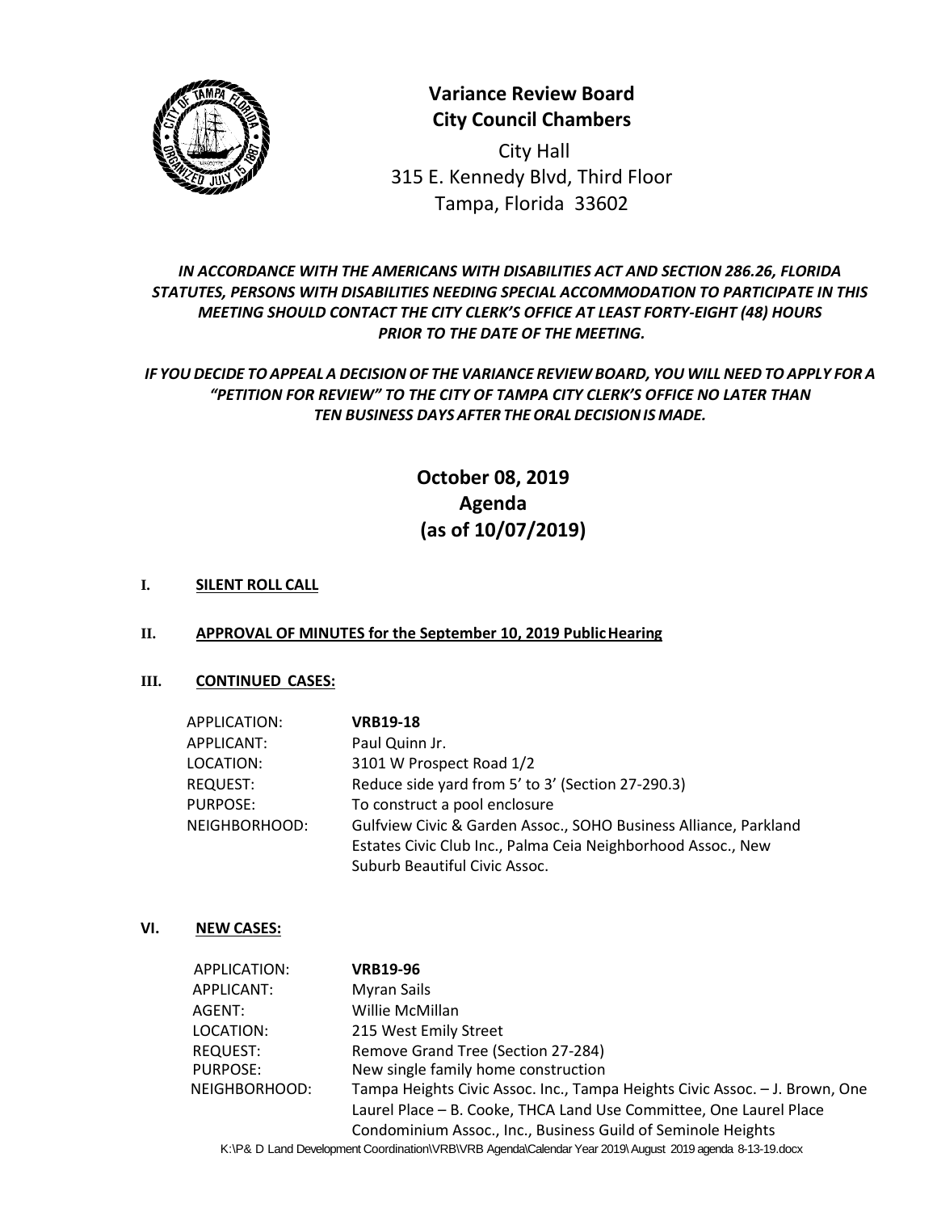# Variance Review Board
## City Council Chambers

City Hall
315 E. Kennedy Blvd, Third Floor
Tampa, Florida 33602

***IN ACCORDANCE WITH THE AMERICANS WITH DISABILITIES ACT AND SECTION 286.26, FLORIDA STATUTES, PERSONS WITH DISABILITIES NEEDING SPECIAL ACCOMMODATION TO PARTICIPATE IN THIS MEETING SHOULD CONTACT THE CITY CLERK'S OFFICE AT LEAST FORTY-EIGHT (48) HOURS PRIOR TO THE DATE OF THE MEETING.***

***IF YOU DECIDE TO APPEAL A DECISION OF THE VARIANCE REVIEW BOARD, YOU WILL NEED TO APPLY FOR A "PETITION FOR REVIEW" TO THE CITY OF TAMPA CITY CLERK'S OFFICE NO LATER THAN TEN BUSINESS DAYS AFTER THE ORAL DECISION IS MADE.***

## October 08, 2019
## Agenda
## (as of 10/07/2019)

**I. SILENT ROLL CALL**

**II. APPROVAL OF MINUTES for the September 10, 2019 Public Hearing**

**III. CONTINUED CASES:**

| | |
|---|---|
| APPLICATION: | **VRB19-18** |
| APPLICANT: | Paul Quinn Jr. |
| LOCATION: | 3101 W Prospect Road 1/2 |
| REQUEST: | Reduce side yard from 5' to 3' (Section 27-290.3) |
| PURPOSE: | To construct a pool enclosure |
| NEIGHBORHOOD: | Gulfview Civic & Garden Assoc., SOHO Business Alliance, Parkland Estates Civic Club Inc., Palma Ceia Neighborhood Assoc., New Suburb Beautiful Civic Assoc. |

**VI. NEW CASES:**

| | |
|---|---|
| APPLICATION: | **VRB19-96** |
| APPLICANT: | Myran Sails |
| AGENT: | Willie McMillan |
| LOCATION: | 215 West Emily Street |
| REQUEST: | Remove Grand Tree (Section 27-284) |
| PURPOSE: | New single family home construction |
| NEIGHBORHOOD: | Tampa Heights Civic Assoc. Inc., Tampa Heights Civic Assoc. – J. Brown, One Laurel Place – B. Cooke, THCA Land Use Committee, One Laurel Place Condominium Assoc., Inc., Business Guild of Seminole Heights |

K:\P& D Land Development Coordination\VRB\VRB Agenda\Calendar Year 2019\ August 2019 agenda 8-13-19.docx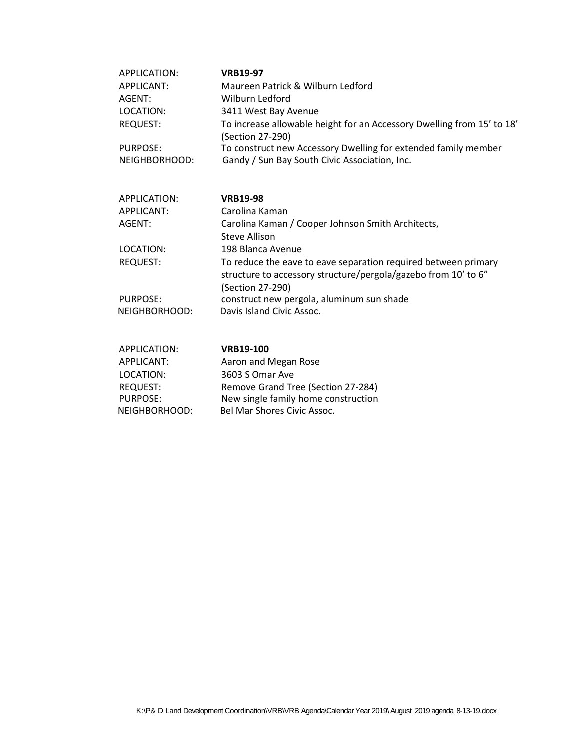| | |
|---|---|
| APPLICATION: | **VRB19-97** |
| APPLICANT: | Maureen Patrick & Wilburn Ledford |
| AGENT: | Wilburn Ledford |
| LOCATION: | 3411 West Bay Avenue |
| REQUEST: | To increase allowable height for an Accessory Dwelling from 15' to 18' (Section 27-290) |
| PURPOSE: | To construct new Accessory Dwelling for extended family member |
| NEIGHBORHOOD: | Gandy / Sun Bay South Civic Association, Inc. |

| | |
|---|---|
| APPLICATION: | **VRB19-98** |
| APPLICANT: | Carolina Kaman |
| AGENT: | Carolina Kaman / Cooper Johnson Smith Architects, Steve Allison |
| LOCATION: | 198 Blanca Avenue |
| REQUEST: | To reduce the eave to eave separation required between primary structure to accessory structure/pergola/gazebo from 10' to 6" (Section 27-290) |
| PURPOSE: | construct new pergola, aluminum sun shade |
| NEIGHBORHOOD: | Davis Island Civic Assoc. |

| | |
|---|---|
| APPLICATION: | **VRB19-100** |
| APPLICANT: | Aaron and Megan Rose |
| LOCATION: | 3603 S Omar Ave |
| REQUEST: | Remove Grand Tree (Section 27-284) |
| PURPOSE: | New single family home construction |
| NEIGHBORHOOD: | Bel Mar Shores Civic Assoc. |